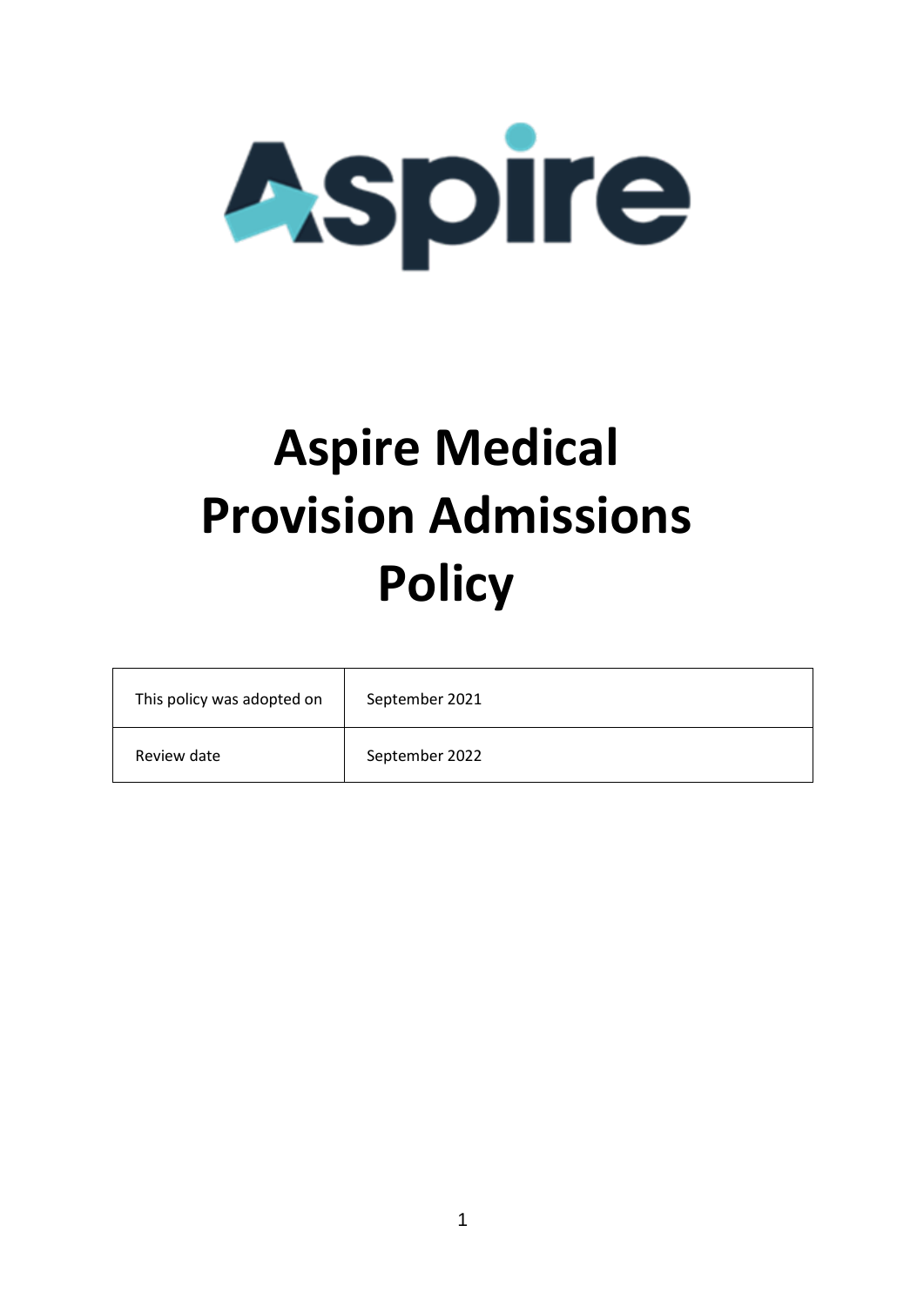# Aspire Medical Provision Admissions Policy

| This policy was adopted on | September 2021 |
| --- | --- |
| Review date | September 2022 |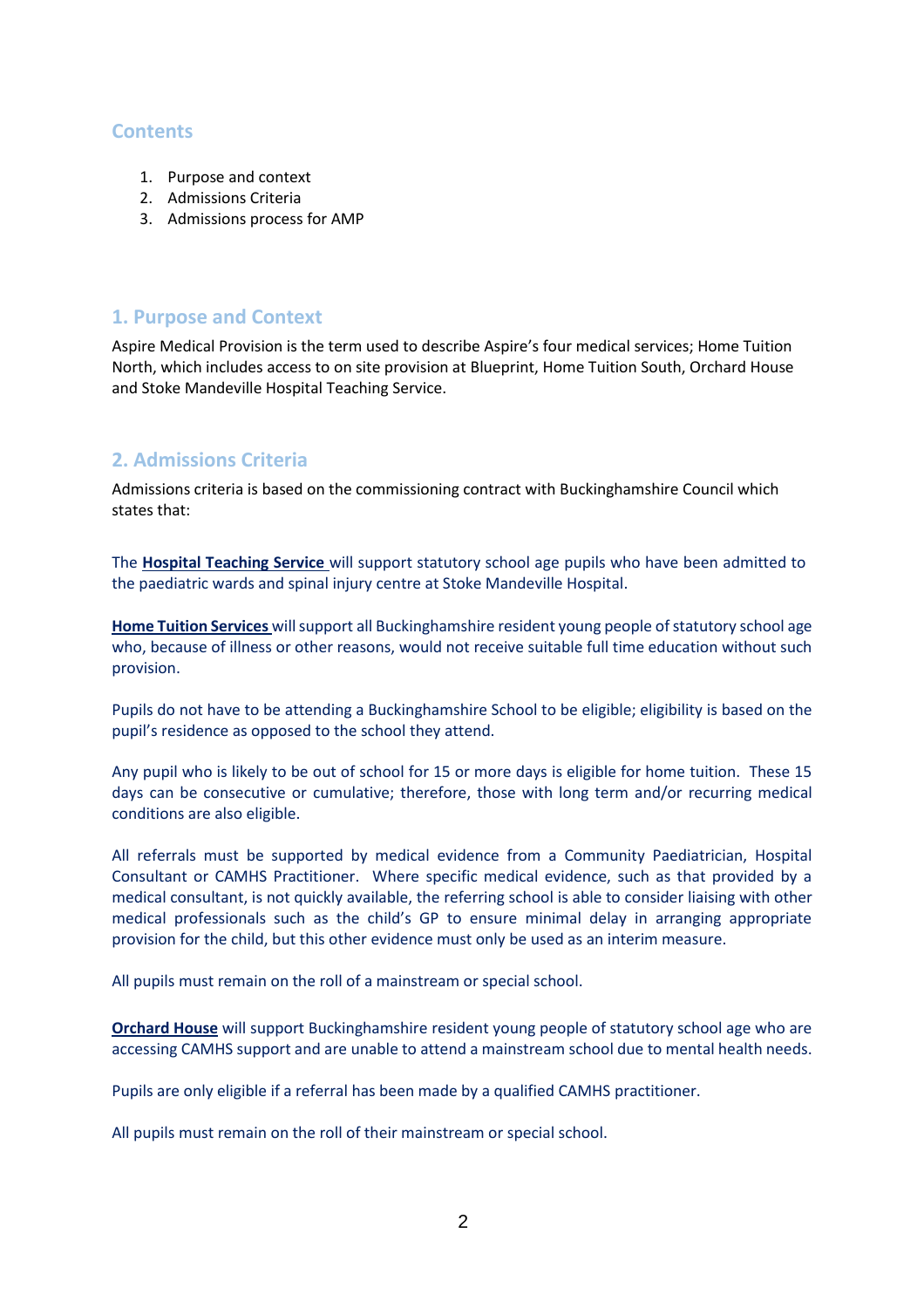## Contents

1. Purpose and context
2. Admissions Criteria
3. Admissions process for AMP

## 1. Purpose and Context

Aspire Medical Provision is the term used to describe Aspire's four medical services; Home Tuition North, which includes access to on site provision at Blueprint, Home Tuition South, Orchard House and Stoke Mandeville Hospital Teaching Service.

## 2. Admissions Criteria

Admissions criteria is based on the commissioning contract with Buckinghamshire Council which states that:

The **Hospital Teaching Service** will support statutory school age pupils who have been admitted to the paediatric wards and spinal injury centre at Stoke Mandeville Hospital.

**Home Tuition Services** will support all Buckinghamshire resident young people of statutory school age who, because of illness or other reasons, would not receive suitable full time education without such provision.

Pupils do not have to be attending a Buckinghamshire School to be eligible; eligibility is based on the pupil's residence as opposed to the school they attend.

Any pupil who is likely to be out of school for 15 or more days is eligible for home tuition. These 15 days can be consecutive or cumulative; therefore, those with long term and/or recurring medical conditions are also eligible.

All referrals must be supported by medical evidence from a Community Paediatrician, Hospital Consultant or CAMHS Practitioner. Where specific medical evidence, such as that provided by a medical consultant, is not quickly available, the referring school is able to consider liaising with other medical professionals such as the child's GP to ensure minimal delay in arranging appropriate provision for the child, but this other evidence must only be used as an interim measure.

All pupils must remain on the roll of a mainstream or special school.

**Orchard House** will support Buckinghamshire resident young people of statutory school age who are accessing CAMHS support and are unable to attend a mainstream school due to mental health needs.

Pupils are only eligible if a referral has been made by a qualified CAMHS practitioner.

All pupils must remain on the roll of their mainstream or special school.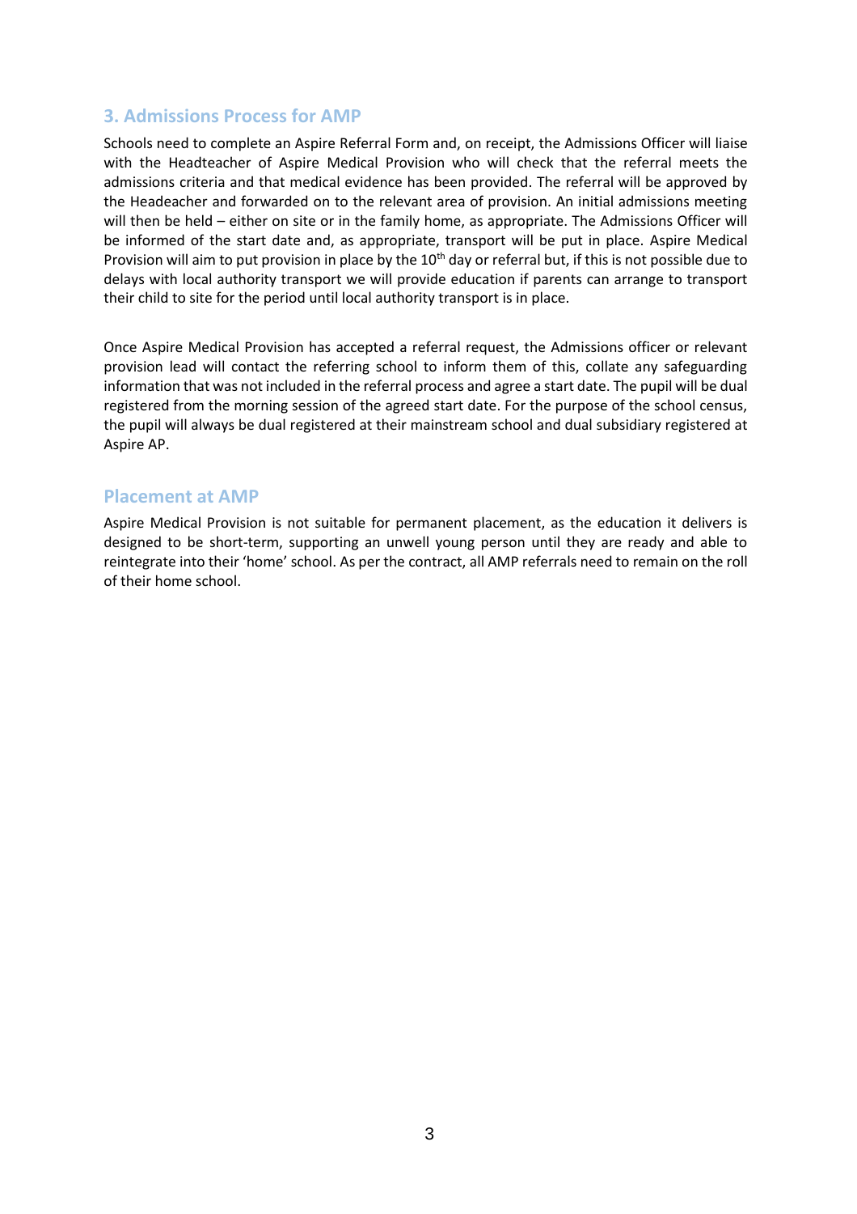## 3. Admissions Process for AMP

Schools need to complete an Aspire Referral Form and, on receipt, the Admissions Officer will liaise with the Headteacher of Aspire Medical Provision who will check that the referral meets the admissions criteria and that medical evidence has been provided. The referral will be approved by the Headeacher and forwarded on to the relevant area of provision. An initial admissions meeting will then be held – either on site or in the family home, as appropriate. The Admissions Officer will be informed of the start date and, as appropriate, transport will be put in place. Aspire Medical Provision will aim to put provision in place by the 10th day or referral but, if this is not possible due to delays with local authority transport we will provide education if parents can arrange to transport their child to site for the period until local authority transport is in place.

Once Aspire Medical Provision has accepted a referral request, the Admissions officer or relevant provision lead will contact the referring school to inform them of this, collate any safeguarding information that was not included in the referral process and agree a start date. The pupil will be dual registered from the morning session of the agreed start date. For the purpose of the school census, the pupil will always be dual registered at their mainstream school and dual subsidiary registered at Aspire AP.

## Placement at AMP

Aspire Medical Provision is not suitable for permanent placement, as the education it delivers is designed to be short-term, supporting an unwell young person until they are ready and able to reintegrate into their 'home' school. As per the contract, all AMP referrals need to remain on the roll of their home school.